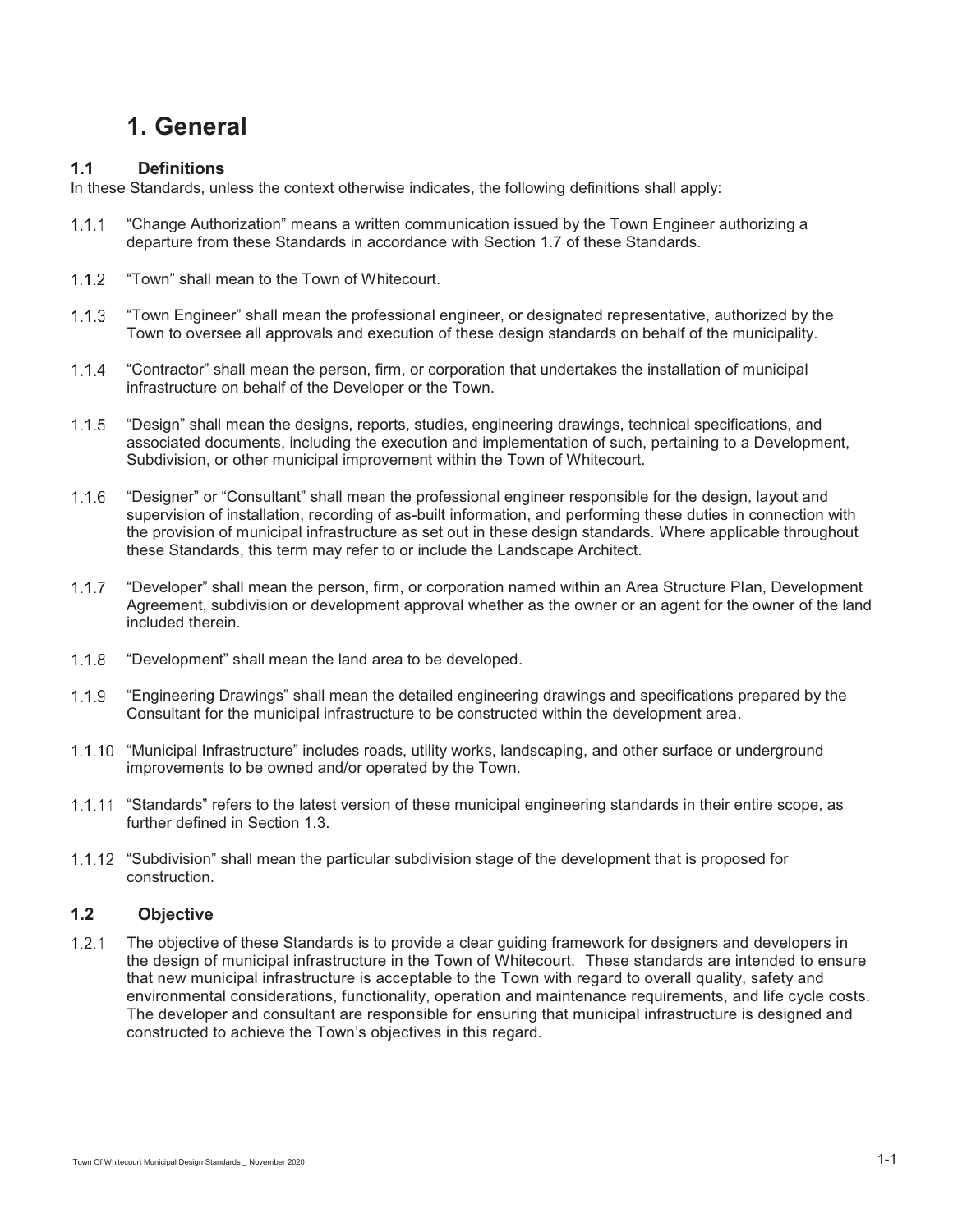# 1. General

## 1.1 Definitions

In these Standards, unless the context otherwise indicates, the following definitions shall apply:

1.1.1 "Change Authorization" means a written communication issued by the Town Engineer authorizing a departure from these Standards in accordance with Section 1.7 of these Standards.

1.1.2 "Town" shall mean to the Town of Whitecourt.

1.1.3 "Town Engineer" shall mean the professional engineer, or designated representative, authorized by the Town to oversee all approvals and execution of these design standards on behalf of the municipality.

1.1.4 "Contractor" shall mean the person, firm, or corporation that undertakes the installation of municipal infrastructure on behalf of the Developer or the Town.

1.1.5 "Design" shall mean the designs, reports, studies, engineering drawings, technical specifications, and associated documents, including the execution and implementation of such, pertaining to a Development, Subdivision, or other municipal improvement within the Town of Whitecourt.

1.1.6 "Designer" or "Consultant" shall mean the professional engineer responsible for the design, layout and supervision of installation, recording of as-built information, and performing these duties in connection with the provision of municipal infrastructure as set out in these design standards. Where applicable throughout these Standards, this term may refer to or include the Landscape Architect.

1.1.7 "Developer" shall mean the person, firm, or corporation named within an Area Structure Plan, Development Agreement, subdivision or development approval whether as the owner or an agent for the owner of the land included therein.

1.1.8 "Development" shall mean the land area to be developed.

1.1.9 "Engineering Drawings" shall mean the detailed engineering drawings and specifications prepared by the Consultant for the municipal infrastructure to be constructed within the development area.

1.1.10 "Municipal Infrastructure" includes roads, utility works, landscaping, and other surface or underground improvements to be owned and/or operated by the Town.

1.1.11 "Standards" refers to the latest version of these municipal engineering standards in their entire scope, as further defined in Section 1.3.

1.1.12 "Subdivision" shall mean the particular subdivision stage of the development that is proposed for construction.

## 1.2 Objective

1.2.1 The objective of these Standards is to provide a clear guiding framework for designers and developers in the design of municipal infrastructure in the Town of Whitecourt. These standards are intended to ensure that new municipal infrastructure is acceptable to the Town with regard to overall quality, safety and environmental considerations, functionality, operation and maintenance requirements, and life cycle costs. The developer and consultant are responsible for ensuring that municipal infrastructure is designed and constructed to achieve the Town's objectives in this regard.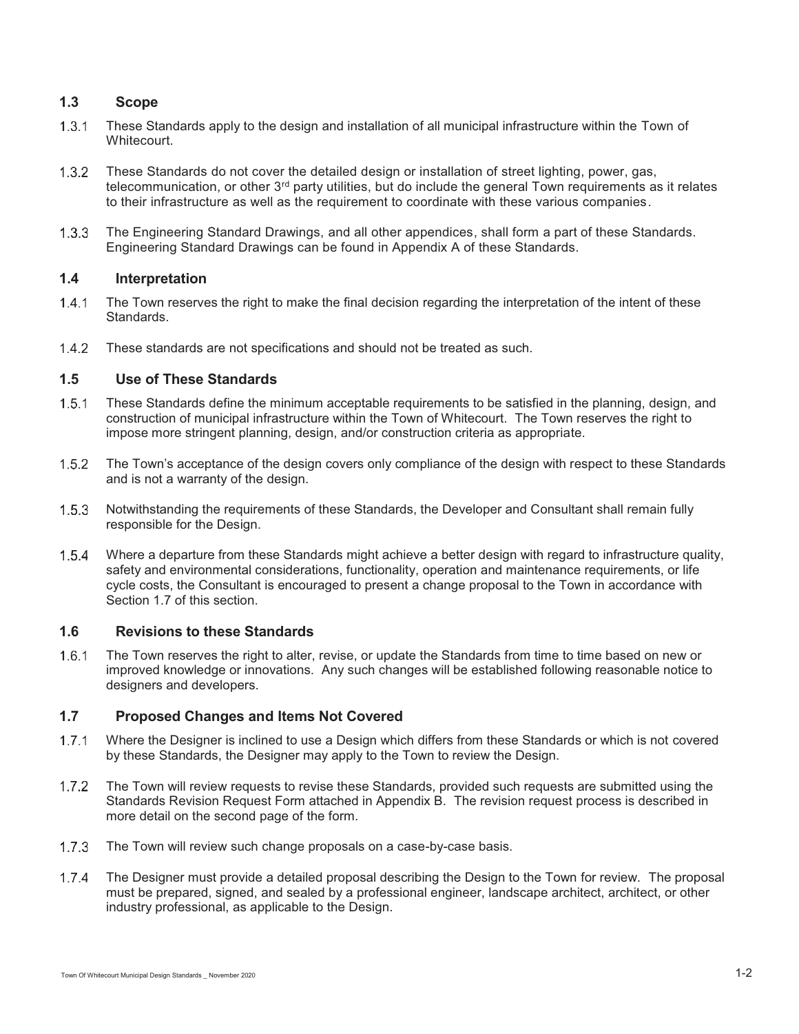## 1.3 Scope

1.3.1 These Standards apply to the design and installation of all municipal infrastructure within the Town of Whitecourt.

1.3.2 These Standards do not cover the detailed design or installation of street lighting, power, gas, telecommunication, or other 3rd party utilities, but do include the general Town requirements as it relates to their infrastructure as well as the requirement to coordinate with these various companies.

1.3.3 The Engineering Standard Drawings, and all other appendices, shall form a part of these Standards. Engineering Standard Drawings can be found in Appendix A of these Standards.

## 1.4 Interpretation

1.4.1 The Town reserves the right to make the final decision regarding the interpretation of the intent of these Standards.

1.4.2 These standards are not specifications and should not be treated as such.

## 1.5 Use of These Standards

1.5.1 These Standards define the minimum acceptable requirements to be satisfied in the planning, design, and construction of municipal infrastructure within the Town of Whitecourt. The Town reserves the right to impose more stringent planning, design, and/or construction criteria as appropriate.

1.5.2 The Town's acceptance of the design covers only compliance of the design with respect to these Standards and is not a warranty of the design.

1.5.3 Notwithstanding the requirements of these Standards, the Developer and Consultant shall remain fully responsible for the Design.

1.5.4 Where a departure from these Standards might achieve a better design with regard to infrastructure quality, safety and environmental considerations, functionality, operation and maintenance requirements, or life cycle costs, the Consultant is encouraged to present a change proposal to the Town in accordance with Section 1.7 of this section.

## 1.6 Revisions to these Standards

1.6.1 The Town reserves the right to alter, revise, or update the Standards from time to time based on new or improved knowledge or innovations. Any such changes will be established following reasonable notice to designers and developers.

## 1.7 Proposed Changes and Items Not Covered

1.7.1 Where the Designer is inclined to use a Design which differs from these Standards or which is not covered by these Standards, the Designer may apply to the Town to review the Design.

1.7.2 The Town will review requests to revise these Standards, provided such requests are submitted using the Standards Revision Request Form attached in Appendix B. The revision request process is described in more detail on the second page of the form.

1.7.3 The Town will review such change proposals on a case-by-case basis.

1.7.4 The Designer must provide a detailed proposal describing the Design to the Town for review. The proposal must be prepared, signed, and sealed by a professional engineer, landscape architect, architect, or other industry professional, as applicable to the Design.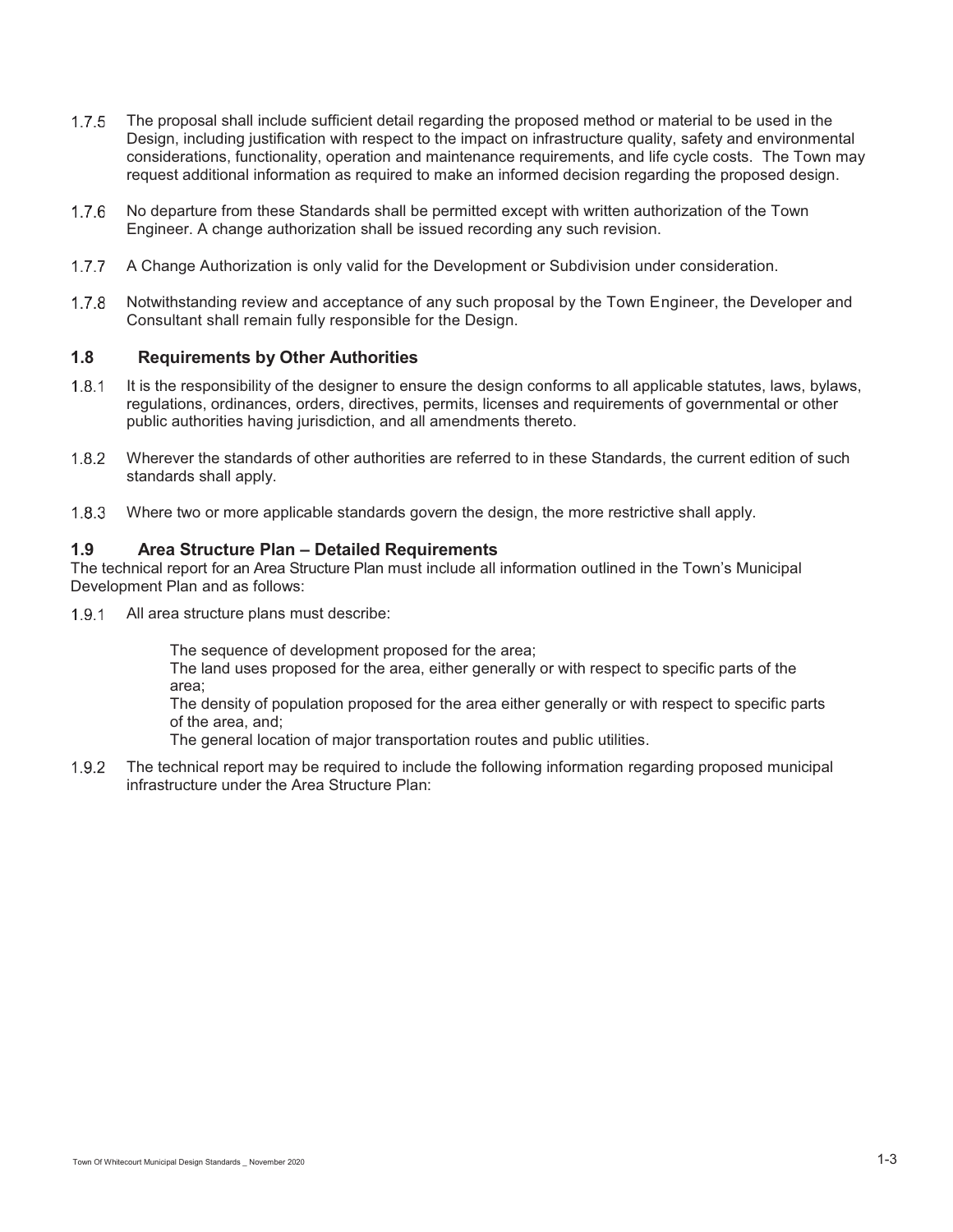1.7.5 The proposal shall include sufficient detail regarding the proposed method or material to be used in the Design, including justification with respect to the impact on infrastructure quality, safety and environmental considerations, functionality, operation and maintenance requirements, and life cycle costs. The Town may request additional information as required to make an informed decision regarding the proposed design.

1.7.6 No departure from these Standards shall be permitted except with written authorization of the Town Engineer. A change authorization shall be issued recording any such revision.

1.7.7 A Change Authorization is only valid for the Development or Subdivision under consideration.

1.7.8 Notwithstanding review and acceptance of any such proposal by the Town Engineer, the Developer and Consultant shall remain fully responsible for the Design.

## 1.8 Requirements by Other Authorities

1.8.1 It is the responsibility of the designer to ensure the design conforms to all applicable statutes, laws, bylaws, regulations, ordinances, orders, directives, permits, licenses and requirements of governmental or other public authorities having jurisdiction, and all amendments thereto.

1.8.2 Wherever the standards of other authorities are referred to in these Standards, the current edition of such standards shall apply.

1.8.3 Where two or more applicable standards govern the design, the more restrictive shall apply.

## 1.9 Area Structure Plan – Detailed Requirements

The technical report for an Area Structure Plan must include all information outlined in the Town's Municipal Development Plan and as follows:

1.9.1 All area structure plans must describe:

- The sequence of development proposed for the area;
- The land uses proposed for the area, either generally or with respect to specific parts of the area;
- The density of population proposed for the area either generally or with respect to specific parts of the area, and;
- The general location of major transportation routes and public utilities.

1.9.2 The technical report may be required to include the following information regarding proposed municipal infrastructure under the Area Structure Plan: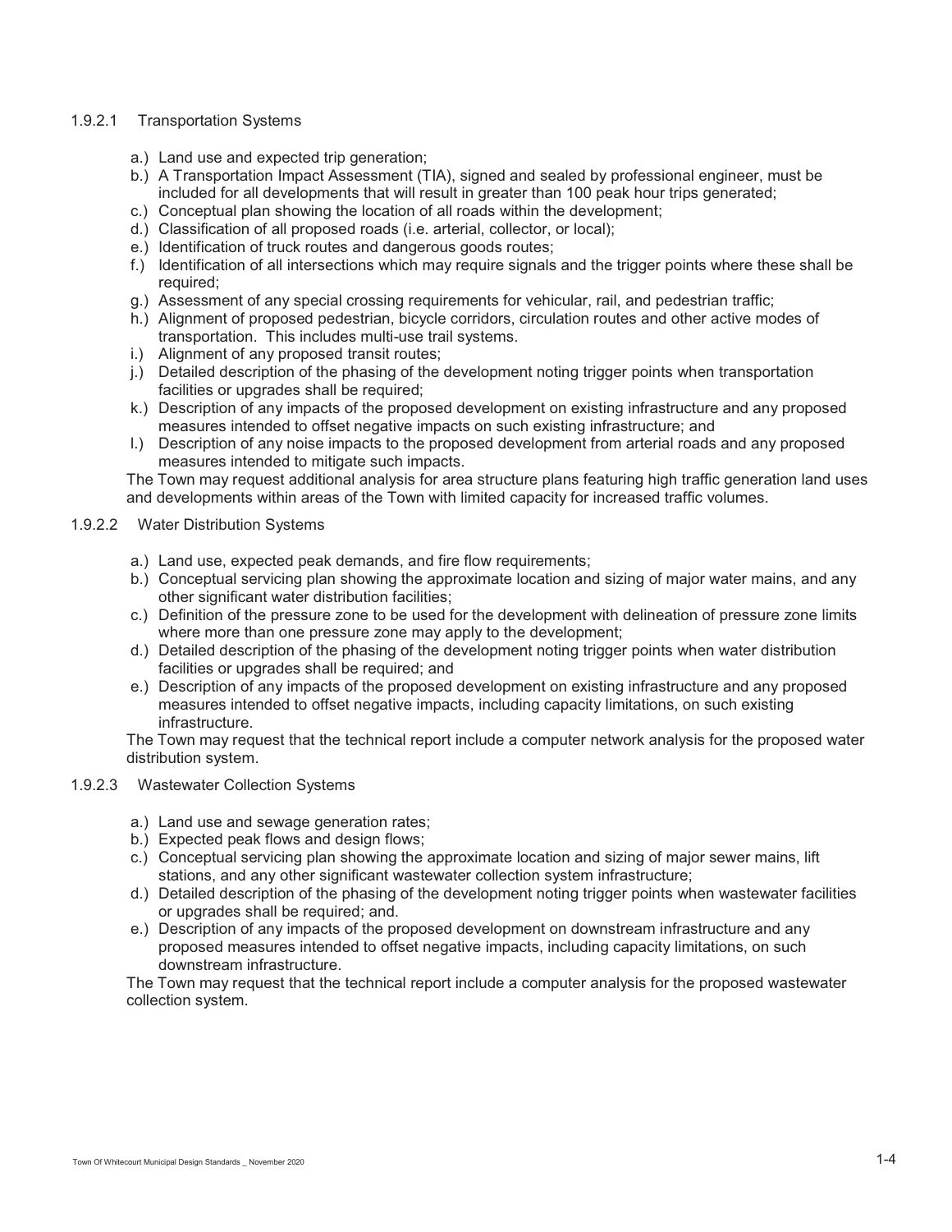#### 1.9.2.1 Transportation Systems

a.) Land use and expected trip generation;
b.) A Transportation Impact Assessment (TIA), signed and sealed by professional engineer, must be included for all developments that will result in greater than 100 peak hour trips generated;
c.) Conceptual plan showing the location of all roads within the development;
d.) Classification of all proposed roads (i.e. arterial, collector, or local);
e.) Identification of truck routes and dangerous goods routes;
f.) Identification of all intersections which may require signals and the trigger points where these shall be required;
g.) Assessment of any special crossing requirements for vehicular, rail, and pedestrian traffic;
h.) Alignment of proposed pedestrian, bicycle corridors, circulation routes and other active modes of transportation. This includes multi-use trail systems.
i.) Alignment of any proposed transit routes;
j.) Detailed description of the phasing of the development noting trigger points when transportation facilities or upgrades shall be required;
k.) Description of any impacts of the proposed development on existing infrastructure and any proposed measures intended to offset negative impacts on such existing infrastructure; and
l.) Description of any noise impacts to the proposed development from arterial roads and any proposed measures intended to mitigate such impacts.

The Town may request additional analysis for area structure plans featuring high traffic generation land uses and developments within areas of the Town with limited capacity for increased traffic volumes.

#### 1.9.2.2 Water Distribution Systems

a.) Land use, expected peak demands, and fire flow requirements;
b.) Conceptual servicing plan showing the approximate location and sizing of major water mains, and any other significant water distribution facilities;
c.) Definition of the pressure zone to be used for the development with delineation of pressure zone limits where more than one pressure zone may apply to the development;
d.) Detailed description of the phasing of the development noting trigger points when water distribution facilities or upgrades shall be required; and
e.) Description of any impacts of the proposed development on existing infrastructure and any proposed measures intended to offset negative impacts, including capacity limitations, on such existing infrastructure.

The Town may request that the technical report include a computer network analysis for the proposed water distribution system.

#### 1.9.2.3 Wastewater Collection Systems

a.) Land use and sewage generation rates;
b.) Expected peak flows and design flows;
c.) Conceptual servicing plan showing the approximate location and sizing of major sewer mains, lift stations, and any other significant wastewater collection system infrastructure;
d.) Detailed description of the phasing of the development noting trigger points when wastewater facilities or upgrades shall be required; and.
e.) Description of any impacts of the proposed development on downstream infrastructure and any proposed measures intended to offset negative impacts, including capacity limitations, on such downstream infrastructure.

The Town may request that the technical report include a computer analysis for the proposed wastewater collection system.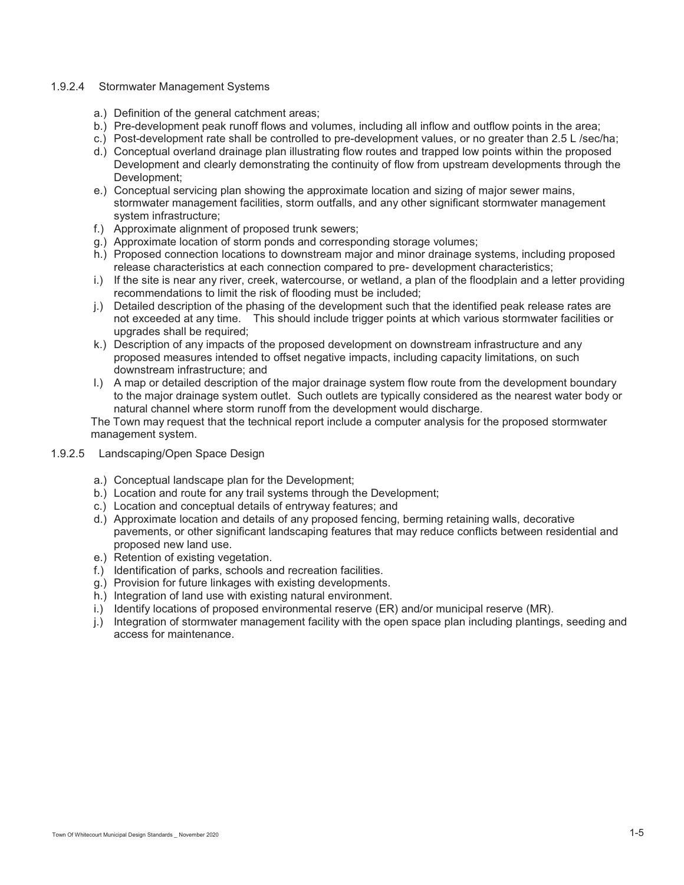#### 1.9.2.4 Stormwater Management Systems

a.) Definition of the general catchment areas;

b.) Pre-development peak runoff flows and volumes, including all inflow and outflow points in the area;

c.) Post-development rate shall be controlled to pre-development values, or no greater than 2.5 L /sec/ha;

d.) Conceptual overland drainage plan illustrating flow routes and trapped low points within the proposed Development and clearly demonstrating the continuity of flow from upstream developments through the Development;

e.) Conceptual servicing plan showing the approximate location and sizing of major sewer mains, stormwater management facilities, storm outfalls, and any other significant stormwater management system infrastructure;

f.) Approximate alignment of proposed trunk sewers;

g.) Approximate location of storm ponds and corresponding storage volumes;

h.) Proposed connection locations to downstream major and minor drainage systems, including proposed release characteristics at each connection compared to pre- development characteristics;

i.) If the site is near any river, creek, watercourse, or wetland, a plan of the floodplain and a letter providing recommendations to limit the risk of flooding must be included;

j.) Detailed description of the phasing of the development such that the identified peak release rates are not exceeded at any time. This should include trigger points at which various stormwater facilities or upgrades shall be required;

k.) Description of any impacts of the proposed development on downstream infrastructure and any proposed measures intended to offset negative impacts, including capacity limitations, on such downstream infrastructure; and

l.) A map or detailed description of the major drainage system flow route from the development boundary to the major drainage system outlet. Such outlets are typically considered as the nearest water body or natural channel where storm runoff from the development would discharge.

The Town may request that the technical report include a computer analysis for the proposed stormwater management system.

#### 1.9.2.5 Landscaping/Open Space Design

a.) Conceptual landscape plan for the Development;

b.) Location and route for any trail systems through the Development;

c.) Location and conceptual details of entryway features; and

d.) Approximate location and details of any proposed fencing, berming retaining walls, decorative pavements, or other significant landscaping features that may reduce conflicts between residential and proposed new land use.

e.) Retention of existing vegetation.

f.) Identification of parks, schools and recreation facilities.

g.) Provision for future linkages with existing developments.

h.) Integration of land use with existing natural environment.

i.) Identify locations of proposed environmental reserve (ER) and/or municipal reserve (MR).

j.) Integration of stormwater management facility with the open space plan including plantings, seeding and access for maintenance.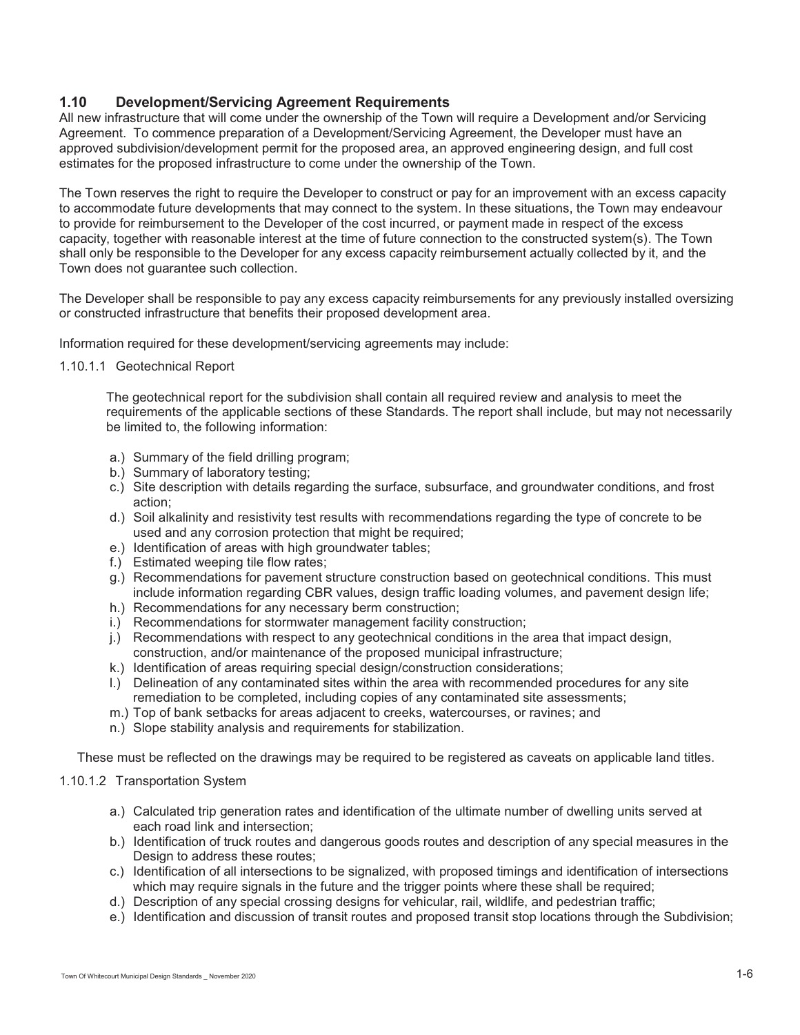## 1.10 Development/Servicing Agreement Requirements

All new infrastructure that will come under the ownership of the Town will require a Development and/or Servicing Agreement. To commence preparation of a Development/Servicing Agreement, the Developer must have an approved subdivision/development permit for the proposed area, an approved engineering design, and full cost estimates for the proposed infrastructure to come under the ownership of the Town.

The Town reserves the right to require the Developer to construct or pay for an improvement with an excess capacity to accommodate future developments that may connect to the system. In these situations, the Town may endeavour to provide for reimbursement to the Developer of the cost incurred, or payment made in respect of the excess capacity, together with reasonable interest at the time of future connection to the constructed system(s). The Town shall only be responsible to the Developer for any excess capacity reimbursement actually collected by it, and the Town does not guarantee such collection.

The Developer shall be responsible to pay any excess capacity reimbursements for any previously installed oversizing or constructed infrastructure that benefits their proposed development area.

Information required for these development/servicing agreements may include:

1.10.1.1 Geotechnical Report

The geotechnical report for the subdivision shall contain all required review and analysis to meet the requirements of the applicable sections of these Standards. The report shall include, but may not necessarily be limited to, the following information:

a.) Summary of the field drilling program;
b.) Summary of laboratory testing;
c.) Site description with details regarding the surface, subsurface, and groundwater conditions, and frost action;
d.) Soil alkalinity and resistivity test results with recommendations regarding the type of concrete to be used and any corrosion protection that might be required;
e.) Identification of areas with high groundwater tables;
f.) Estimated weeping tile flow rates;
g.) Recommendations for pavement structure construction based on geotechnical conditions. This must include information regarding CBR values, design traffic loading volumes, and pavement design life;
h.) Recommendations for any necessary berm construction;
i.) Recommendations for stormwater management facility construction;
j.) Recommendations with respect to any geotechnical conditions in the area that impact design, construction, and/or maintenance of the proposed municipal infrastructure;
k.) Identification of areas requiring special design/construction considerations;
l.) Delineation of any contaminated sites within the area with recommended procedures for any site remediation to be completed, including copies of any contaminated site assessments;
m.) Top of bank setbacks for areas adjacent to creeks, watercourses, or ravines; and
n.) Slope stability analysis and requirements for stabilization.

These must be reflected on the drawings may be required to be registered as caveats on applicable land titles.

1.10.1.2 Transportation System

a.) Calculated trip generation rates and identification of the ultimate number of dwelling units served at each road link and intersection;
b.) Identification of truck routes and dangerous goods routes and description of any special measures in the Design to address these routes;
c.) Identification of all intersections to be signalized, with proposed timings and identification of intersections which may require signals in the future and the trigger points where these shall be required;
d.) Description of any special crossing designs for vehicular, rail, wildlife, and pedestrian traffic;
e.) Identification and discussion of transit routes and proposed transit stop locations through the Subdivision;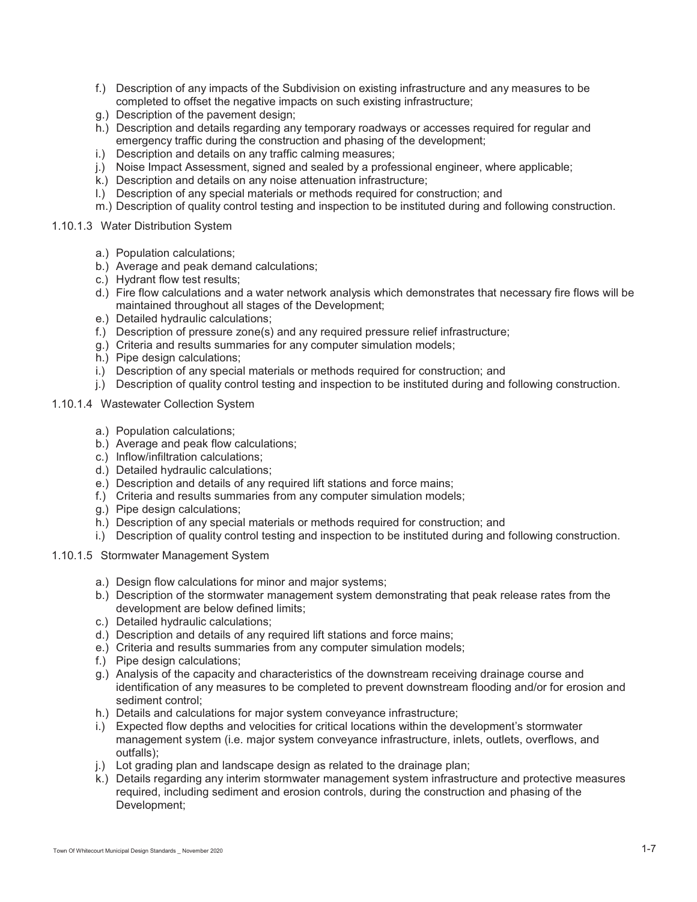f.) Description of any impacts of the Subdivision on existing infrastructure and any measures to be completed to offset the negative impacts on such existing infrastructure;
g.) Description of the pavement design;
h.) Description and details regarding any temporary roadways or accesses required for regular and emergency traffic during the construction and phasing of the development;
i.) Description and details on any traffic calming measures;
j.) Noise Impact Assessment, signed and sealed by a professional engineer, where applicable;
k.) Description and details on any noise attenuation infrastructure;
l.) Description of any special materials or methods required for construction; and
m.) Description of quality control testing and inspection to be instituted during and following construction.

#### 1.10.1.3 Water Distribution System

a.) Population calculations;
b.) Average and peak demand calculations;
c.) Hydrant flow test results;
d.) Fire flow calculations and a water network analysis which demonstrates that necessary fire flows will be maintained throughout all stages of the Development;
e.) Detailed hydraulic calculations;
f.) Description of pressure zone(s) and any required pressure relief infrastructure;
g.) Criteria and results summaries for any computer simulation models;
h.) Pipe design calculations;
i.) Description of any special materials or methods required for construction; and
j.) Description of quality control testing and inspection to be instituted during and following construction.

#### 1.10.1.4 Wastewater Collection System

a.) Population calculations;
b.) Average and peak flow calculations;
c.) Inflow/infiltration calculations;
d.) Detailed hydraulic calculations;
e.) Description and details of any required lift stations and force mains;
f.) Criteria and results summaries from any computer simulation models;
g.) Pipe design calculations;
h.) Description of any special materials or methods required for construction; and
i.) Description of quality control testing and inspection to be instituted during and following construction.

#### 1.10.1.5 Stormwater Management System

a.) Design flow calculations for minor and major systems;
b.) Description of the stormwater management system demonstrating that peak release rates from the development are below defined limits;
c.) Detailed hydraulic calculations;
d.) Description and details of any required lift stations and force mains;
e.) Criteria and results summaries from any computer simulation models;
f.) Pipe design calculations;
g.) Analysis of the capacity and characteristics of the downstream receiving drainage course and identification of any measures to be completed to prevent downstream flooding and/or for erosion and sediment control;
h.) Details and calculations for major system conveyance infrastructure;
i.) Expected flow depths and velocities for critical locations within the development's stormwater management system (i.e. major system conveyance infrastructure, inlets, outlets, overflows, and outfalls);
j.) Lot grading plan and landscape design as related to the drainage plan;
k.) Details regarding any interim stormwater management system infrastructure and protective measures required, including sediment and erosion controls, during the construction and phasing of the Development;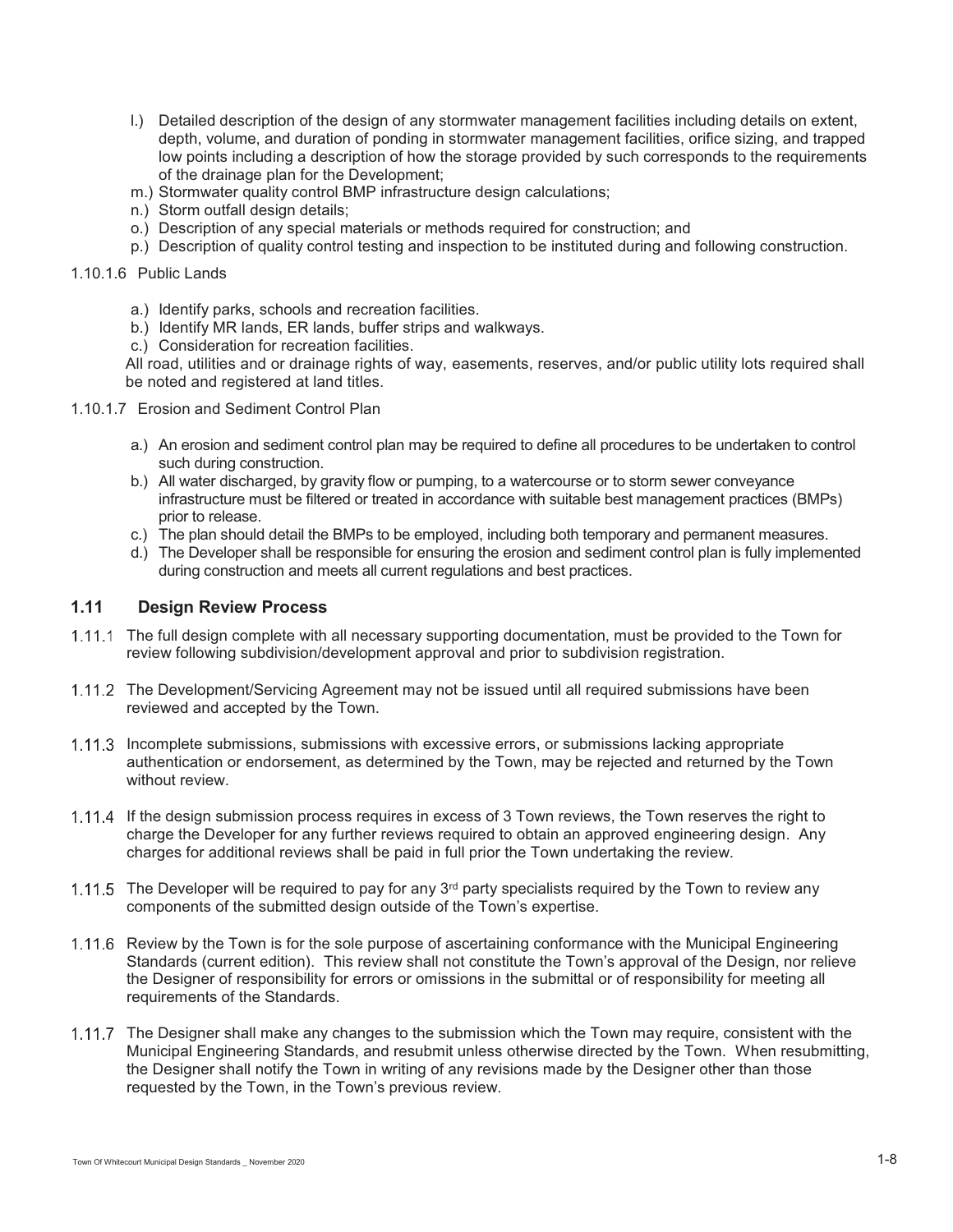l.) Detailed description of the design of any stormwater management facilities including details on extent, depth, volume, and duration of ponding in stormwater management facilities, orifice sizing, and trapped low points including a description of how the storage provided by such corresponds to the requirements of the drainage plan for the Development;

m.) Stormwater quality control BMP infrastructure design calculations;

n.) Storm outfall design details;

o.) Description of any special materials or methods required for construction; and

p.) Description of quality control testing and inspection to be instituted during and following construction.

1.10.1.6 Public Lands

a.) Identify parks, schools and recreation facilities.

b.) Identify MR lands, ER lands, buffer strips and walkways.

c.) Consideration for recreation facilities.

All road, utilities and or drainage rights of way, easements, reserves, and/or public utility lots required shall be noted and registered at land titles.

1.10.1.7 Erosion and Sediment Control Plan

a.) An erosion and sediment control plan may be required to define all procedures to be undertaken to control such during construction.

b.) All water discharged, by gravity flow or pumping, to a watercourse or to storm sewer conveyance infrastructure must be filtered or treated in accordance with suitable best management practices (BMPs) prior to release.

c.) The plan should detail the BMPs to be employed, including both temporary and permanent measures.

d.) The Developer shall be responsible for ensuring the erosion and sediment control plan is fully implemented during construction and meets all current regulations and best practices.

## 1.11 Design Review Process

1.11.1 The full design complete with all necessary supporting documentation, must be provided to the Town for review following subdivision/development approval and prior to subdivision registration.

1.11.2 The Development/Servicing Agreement may not be issued until all required submissions have been reviewed and accepted by the Town.

1.11.3 Incomplete submissions, submissions with excessive errors, or submissions lacking appropriate authentication or endorsement, as determined by the Town, may be rejected and returned by the Town without review.

1.11.4 If the design submission process requires in excess of 3 Town reviews, the Town reserves the right to charge the Developer for any further reviews required to obtain an approved engineering design. Any charges for additional reviews shall be paid in full prior the Town undertaking the review.

1.11.5 The Developer will be required to pay for any 3rd party specialists required by the Town to review any components of the submitted design outside of the Town's expertise.

1.11.6 Review by the Town is for the sole purpose of ascertaining conformance with the Municipal Engineering Standards (current edition). This review shall not constitute the Town's approval of the Design, nor relieve the Designer of responsibility for errors or omissions in the submittal or of responsibility for meeting all requirements of the Standards.

1.11.7 The Designer shall make any changes to the submission which the Town may require, consistent with the Municipal Engineering Standards, and resubmit unless otherwise directed by the Town. When resubmitting, the Designer shall notify the Town in writing of any revisions made by the Designer other than those requested by the Town, in the Town's previous review.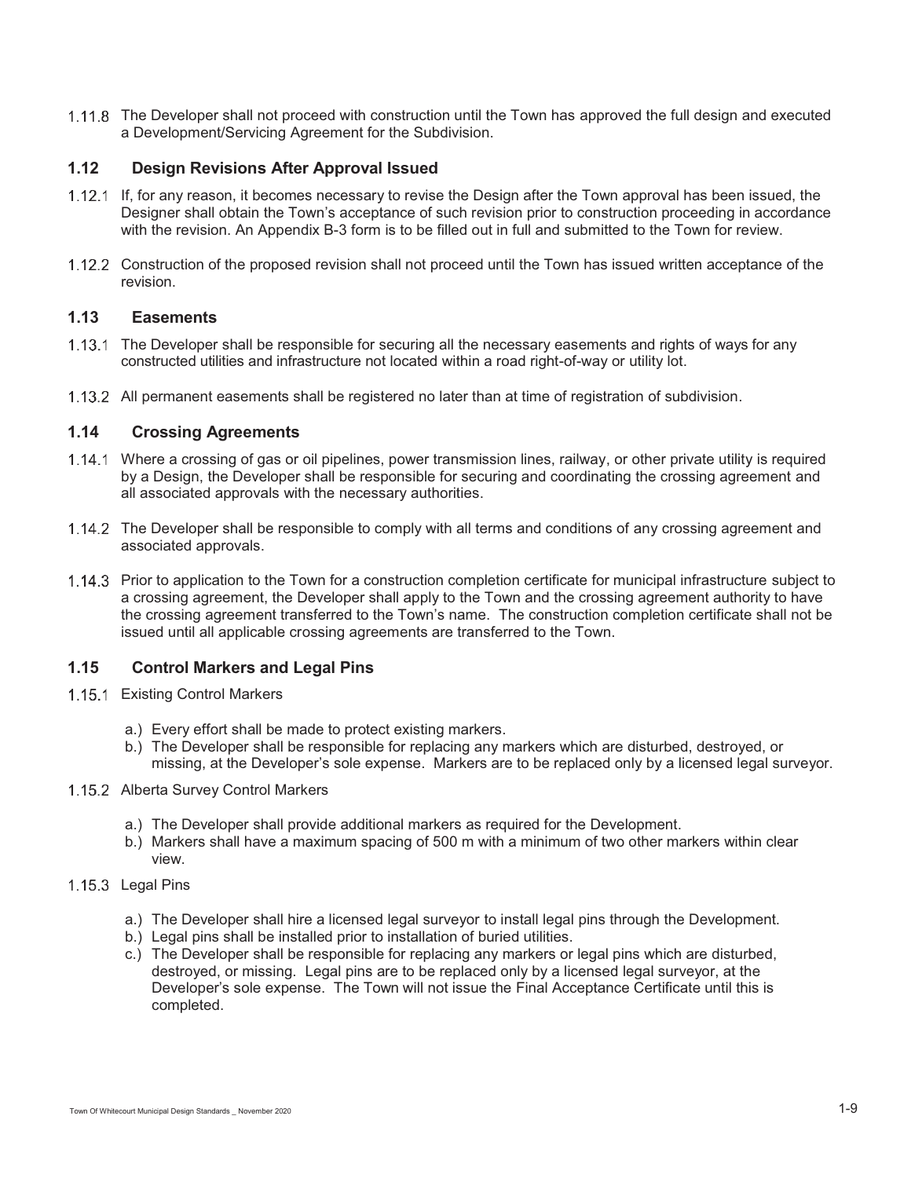1.11.8 The Developer shall not proceed with construction until the Town has approved the full design and executed a Development/Servicing Agreement for the Subdivision.

## 1.12 Design Revisions After Approval Issued

1.12.1 If, for any reason, it becomes necessary to revise the Design after the Town approval has been issued, the Designer shall obtain the Town's acceptance of such revision prior to construction proceeding in accordance with the revision. An Appendix B-3 form is to be filled out in full and submitted to the Town for review.

1.12.2 Construction of the proposed revision shall not proceed until the Town has issued written acceptance of the revision.

## 1.13 Easements

1.13.1 The Developer shall be responsible for securing all the necessary easements and rights of ways for any constructed utilities and infrastructure not located within a road right-of-way or utility lot.

1.13.2 All permanent easements shall be registered no later than at time of registration of subdivision.

## 1.14 Crossing Agreements

1.14.1 Where a crossing of gas or oil pipelines, power transmission lines, railway, or other private utility is required by a Design, the Developer shall be responsible for securing and coordinating the crossing agreement and all associated approvals with the necessary authorities.

1.14.2 The Developer shall be responsible to comply with all terms and conditions of any crossing agreement and associated approvals.

1.14.3 Prior to application to the Town for a construction completion certificate for municipal infrastructure subject to a crossing agreement, the Developer shall apply to the Town and the crossing agreement authority to have the crossing agreement transferred to the Town's name. The construction completion certificate shall not be issued until all applicable crossing agreements are transferred to the Town.

## 1.15 Control Markers and Legal Pins

1.15.1 Existing Control Markers

a.) Every effort shall be made to protect existing markers.
b.) The Developer shall be responsible for replacing any markers which are disturbed, destroyed, or missing, at the Developer's sole expense. Markers are to be replaced only by a licensed legal surveyor.

1.15.2 Alberta Survey Control Markers

a.) The Developer shall provide additional markers as required for the Development.
b.) Markers shall have a maximum spacing of 500 m with a minimum of two other markers within clear view.

1.15.3 Legal Pins

a.) The Developer shall hire a licensed legal surveyor to install legal pins through the Development.
b.) Legal pins shall be installed prior to installation of buried utilities.
c.) The Developer shall be responsible for replacing any markers or legal pins which are disturbed, destroyed, or missing. Legal pins are to be replaced only by a licensed legal surveyor, at the Developer's sole expense. The Town will not issue the Final Acceptance Certificate until this is completed.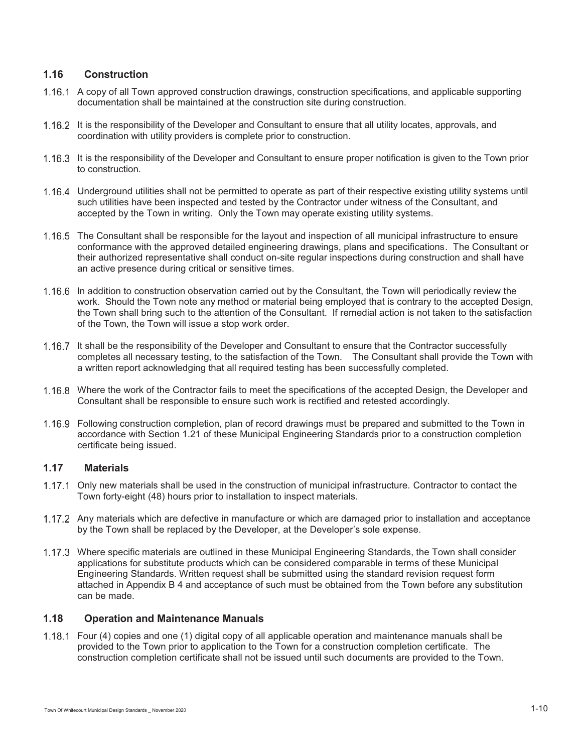## 1.16 Construction

1.16.1 A copy of all Town approved construction drawings, construction specifications, and applicable supporting documentation shall be maintained at the construction site during construction.

1.16.2 It is the responsibility of the Developer and Consultant to ensure that all utility locates, approvals, and coordination with utility providers is complete prior to construction.

1.16.3 It is the responsibility of the Developer and Consultant to ensure proper notification is given to the Town prior to construction.

1.16.4 Underground utilities shall not be permitted to operate as part of their respective existing utility systems until such utilities have been inspected and tested by the Contractor under witness of the Consultant, and accepted by the Town in writing. Only the Town may operate existing utility systems.

1.16.5 The Consultant shall be responsible for the layout and inspection of all municipal infrastructure to ensure conformance with the approved detailed engineering drawings, plans and specifications. The Consultant or their authorized representative shall conduct on-site regular inspections during construction and shall have an active presence during critical or sensitive times.

1.16.6 In addition to construction observation carried out by the Consultant, the Town will periodically review the work. Should the Town note any method or material being employed that is contrary to the accepted Design, the Town shall bring such to the attention of the Consultant. If remedial action is not taken to the satisfaction of the Town, the Town will issue a stop work order.

1.16.7 It shall be the responsibility of the Developer and Consultant to ensure that the Contractor successfully completes all necessary testing, to the satisfaction of the Town. The Consultant shall provide the Town with a written report acknowledging that all required testing has been successfully completed.

1.16.8 Where the work of the Contractor fails to meet the specifications of the accepted Design, the Developer and Consultant shall be responsible to ensure such work is rectified and retested accordingly.

1.16.9 Following construction completion, plan of record drawings must be prepared and submitted to the Town in accordance with Section 1.21 of these Municipal Engineering Standards prior to a construction completion certificate being issued.

## 1.17 Materials

1.17.1 Only new materials shall be used in the construction of municipal infrastructure. Contractor to contact the Town forty-eight (48) hours prior to installation to inspect materials.

1.17.2 Any materials which are defective in manufacture or which are damaged prior to installation and acceptance by the Town shall be replaced by the Developer, at the Developer's sole expense.

1.17.3 Where specific materials are outlined in these Municipal Engineering Standards, the Town shall consider applications for substitute products which can be considered comparable in terms of these Municipal Engineering Standards. Written request shall be submitted using the standard revision request form attached in Appendix B 4 and acceptance of such must be obtained from the Town before any substitution can be made.

## 1.18 Operation and Maintenance Manuals

1.18.1 Four (4) copies and one (1) digital copy of all applicable operation and maintenance manuals shall be provided to the Town prior to application to the Town for a construction completion certificate. The construction completion certificate shall not be issued until such documents are provided to the Town.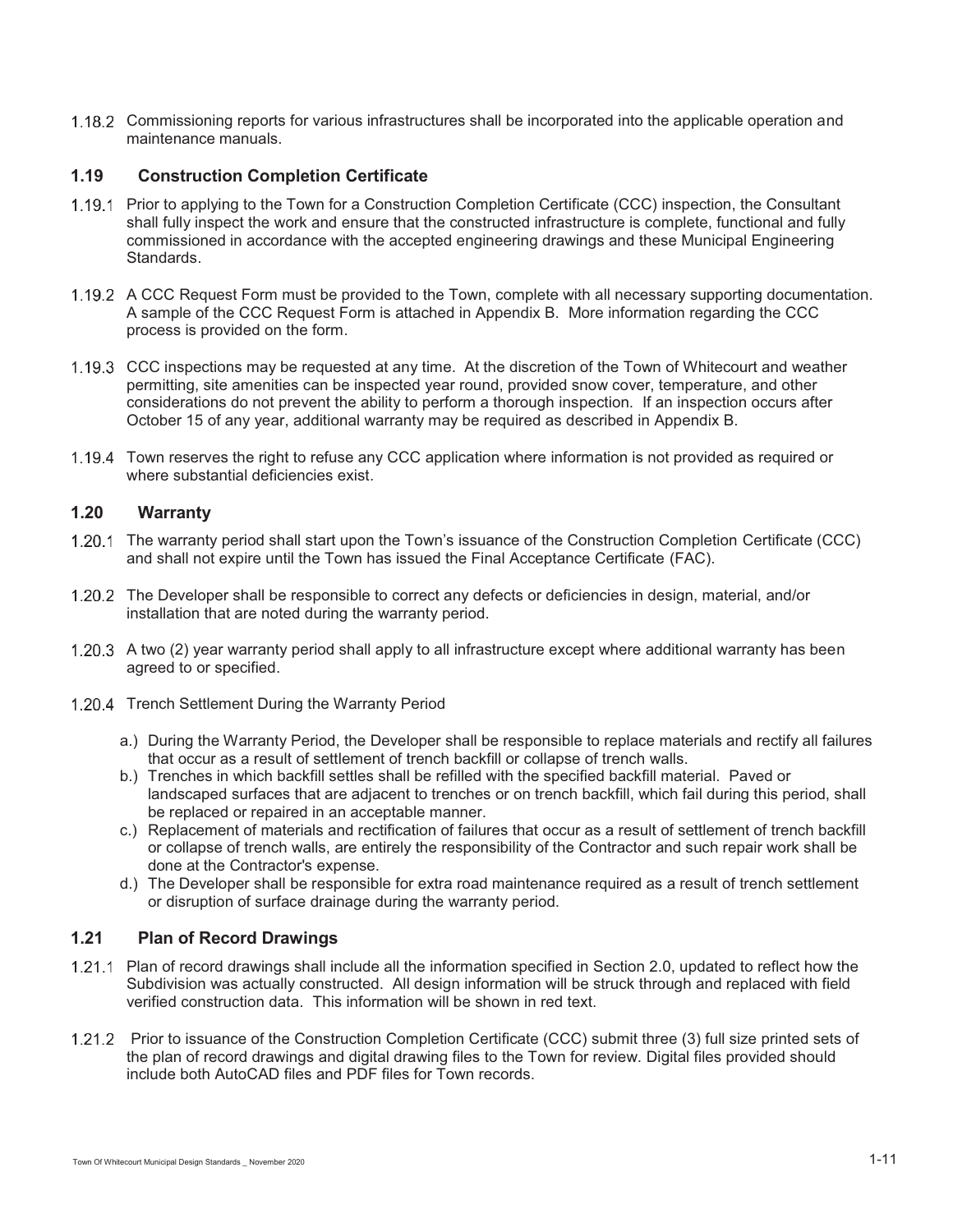1.18.2 Commissioning reports for various infrastructures shall be incorporated into the applicable operation and maintenance manuals.

## 1.19 Construction Completion Certificate

1.19.1 Prior to applying to the Town for a Construction Completion Certificate (CCC) inspection, the Consultant shall fully inspect the work and ensure that the constructed infrastructure is complete, functional and fully commissioned in accordance with the accepted engineering drawings and these Municipal Engineering Standards.

1.19.2 A CCC Request Form must be provided to the Town, complete with all necessary supporting documentation. A sample of the CCC Request Form is attached in Appendix B. More information regarding the CCC process is provided on the form.

1.19.3 CCC inspections may be requested at any time. At the discretion of the Town of Whitecourt and weather permitting, site amenities can be inspected year round, provided snow cover, temperature, and other considerations do not prevent the ability to perform a thorough inspection. If an inspection occurs after October 15 of any year, additional warranty may be required as described in Appendix B.

1.19.4 Town reserves the right to refuse any CCC application where information is not provided as required or where substantial deficiencies exist.

## 1.20 Warranty

1.20.1 The warranty period shall start upon the Town's issuance of the Construction Completion Certificate (CCC) and shall not expire until the Town has issued the Final Acceptance Certificate (FAC).

1.20.2 The Developer shall be responsible to correct any defects or deficiencies in design, material, and/or installation that are noted during the warranty period.

1.20.3 A two (2) year warranty period shall apply to all infrastructure except where additional warranty has been agreed to or specified.

1.20.4 Trench Settlement During the Warranty Period

- a.) During the Warranty Period, the Developer shall be responsible to replace materials and rectify all failures that occur as a result of settlement of trench backfill or collapse of trench walls.
- b.) Trenches in which backfill settles shall be refilled with the specified backfill material. Paved or landscaped surfaces that are adjacent to trenches or on trench backfill, which fail during this period, shall be replaced or repaired in an acceptable manner.
- c.) Replacement of materials and rectification of failures that occur as a result of settlement of trench backfill or collapse of trench walls, are entirely the responsibility of the Contractor and such repair work shall be done at the Contractor's expense.
- d.) The Developer shall be responsible for extra road maintenance required as a result of trench settlement or disruption of surface drainage during the warranty period.

## 1.21 Plan of Record Drawings

1.21.1 Plan of record drawings shall include all the information specified in Section 2.0, updated to reflect how the Subdivision was actually constructed. All design information will be struck through and replaced with field verified construction data. This information will be shown in red text.

1.21.2 Prior to issuance of the Construction Completion Certificate (CCC) submit three (3) full size printed sets of the plan of record drawings and digital drawing files to the Town for review. Digital files provided should include both AutoCAD files and PDF files for Town records.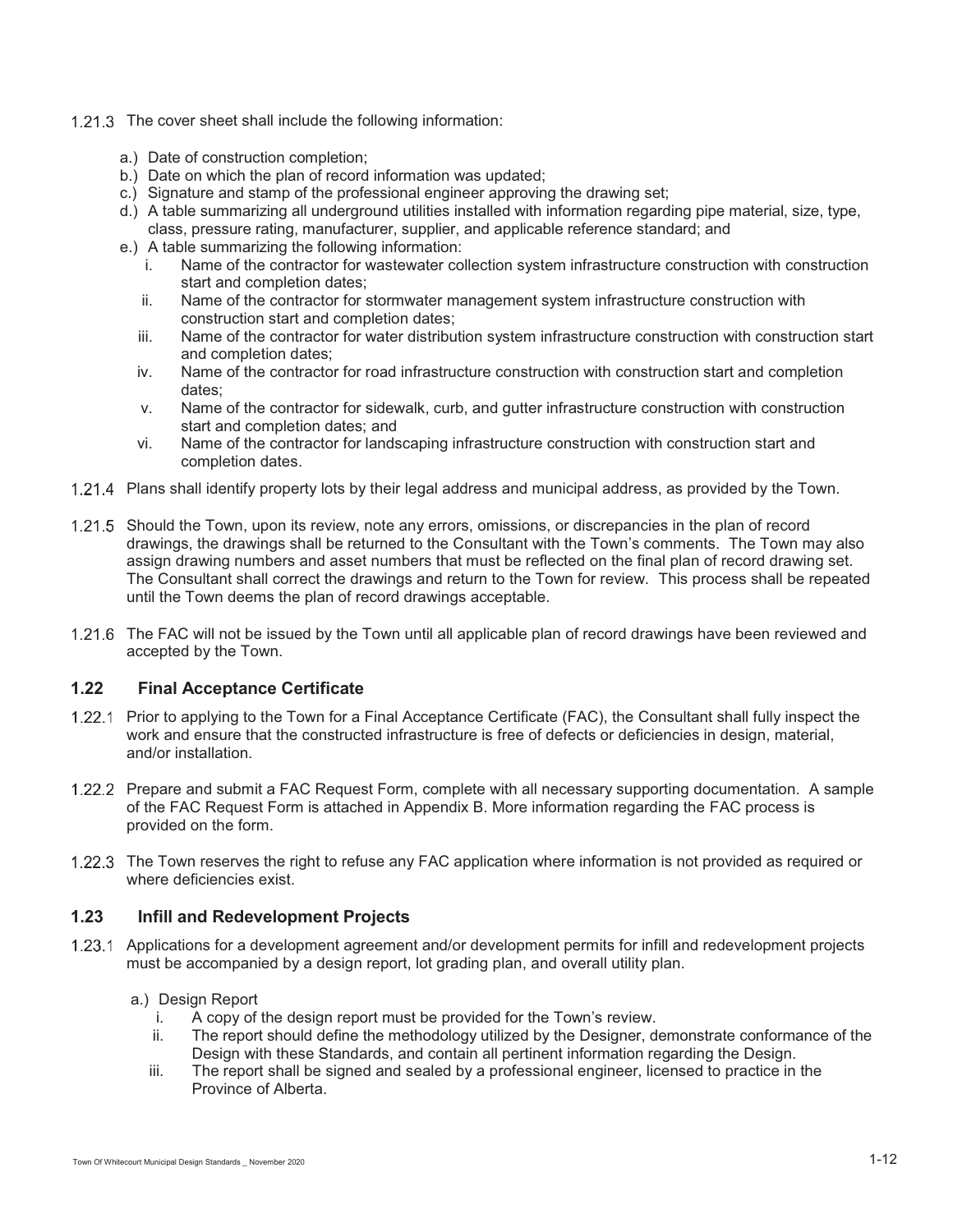1.21.3 The cover sheet shall include the following information:

a.) Date of construction completion;
b.) Date on which the plan of record information was updated;
c.) Signature and stamp of the professional engineer approving the drawing set;
d.) A table summarizing all underground utilities installed with information regarding pipe material, size, type, class, pressure rating, manufacturer, supplier, and applicable reference standard; and
e.) A table summarizing the following information:
   i. Name of the contractor for wastewater collection system infrastructure construction with construction start and completion dates;
   ii. Name of the contractor for stormwater management system infrastructure construction with construction start and completion dates;
   iii. Name of the contractor for water distribution system infrastructure construction with construction start and completion dates;
   iv. Name of the contractor for road infrastructure construction with construction start and completion dates;
   v. Name of the contractor for sidewalk, curb, and gutter infrastructure construction with construction start and completion dates; and
   vi. Name of the contractor for landscaping infrastructure construction with construction start and completion dates.

1.21.4 Plans shall identify property lots by their legal address and municipal address, as provided by the Town.

1.21.5 Should the Town, upon its review, note any errors, omissions, or discrepancies in the plan of record drawings, the drawings shall be returned to the Consultant with the Town's comments. The Town may also assign drawing numbers and asset numbers that must be reflected on the final plan of record drawing set. The Consultant shall correct the drawings and return to the Town for review. This process shall be repeated until the Town deems the plan of record drawings acceptable.

1.21.6 The FAC will not be issued by the Town until all applicable plan of record drawings have been reviewed and accepted by the Town.

## 1.22 Final Acceptance Certificate

1.22.1 Prior to applying to the Town for a Final Acceptance Certificate (FAC), the Consultant shall fully inspect the work and ensure that the constructed infrastructure is free of defects or deficiencies in design, material, and/or installation.

1.22.2 Prepare and submit a FAC Request Form, complete with all necessary supporting documentation. A sample of the FAC Request Form is attached in Appendix B. More information regarding the FAC process is provided on the form.

1.22.3 The Town reserves the right to refuse any FAC application where information is not provided as required or where deficiencies exist.

## 1.23 Infill and Redevelopment Projects

1.23.1 Applications for a development agreement and/or development permits for infill and redevelopment projects must be accompanied by a design report, lot grading plan, and overall utility plan.

a.) Design Report
   i. A copy of the design report must be provided for the Town's review.
   ii. The report should define the methodology utilized by the Designer, demonstrate conformance of the Design with these Standards, and contain all pertinent information regarding the Design.
   iii. The report shall be signed and sealed by a professional engineer, licensed to practice in the Province of Alberta.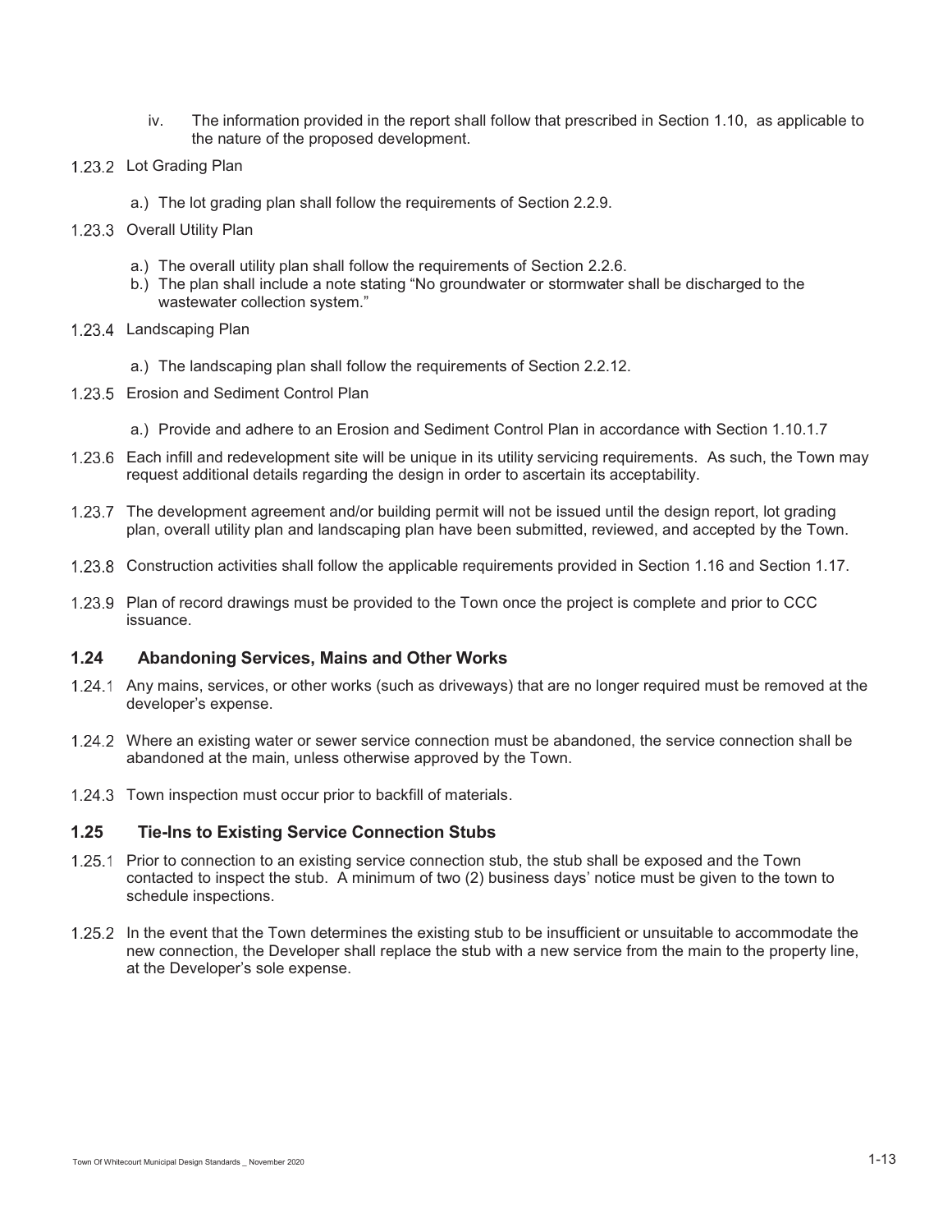iv. The information provided in the report shall follow that prescribed in Section 1.10, as applicable to the nature of the proposed development.

1.23.2 Lot Grading Plan

a.) The lot grading plan shall follow the requirements of Section 2.2.9.

1.23.3 Overall Utility Plan

a.) The overall utility plan shall follow the requirements of Section 2.2.6.
b.) The plan shall include a note stating "No groundwater or stormwater shall be discharged to the wastewater collection system."

1.23.4 Landscaping Plan

a.) The landscaping plan shall follow the requirements of Section 2.2.12.

1.23.5 Erosion and Sediment Control Plan

a.) Provide and adhere to an Erosion and Sediment Control Plan in accordance with Section 1.10.1.7

1.23.6 Each infill and redevelopment site will be unique in its utility servicing requirements. As such, the Town may request additional details regarding the design in order to ascertain its acceptability.

1.23.7 The development agreement and/or building permit will not be issued until the design report, lot grading plan, overall utility plan and landscaping plan have been submitted, reviewed, and accepted by the Town.

1.23.8 Construction activities shall follow the applicable requirements provided in Section 1.16 and Section 1.17.

1.23.9 Plan of record drawings must be provided to the Town once the project is complete and prior to CCC issuance.

## 1.24 Abandoning Services, Mains and Other Works

1.24.1 Any mains, services, or other works (such as driveways) that are no longer required must be removed at the developer's expense.

1.24.2 Where an existing water or sewer service connection must be abandoned, the service connection shall be abandoned at the main, unless otherwise approved by the Town.

1.24.3 Town inspection must occur prior to backfill of materials.

## 1.25 Tie-Ins to Existing Service Connection Stubs

1.25.1 Prior to connection to an existing service connection stub, the stub shall be exposed and the Town contacted to inspect the stub. A minimum of two (2) business days' notice must be given to the town to schedule inspections.

1.25.2 In the event that the Town determines the existing stub to be insufficient or unsuitable to accommodate the new connection, the Developer shall replace the stub with a new service from the main to the property line, at the Developer's sole expense.